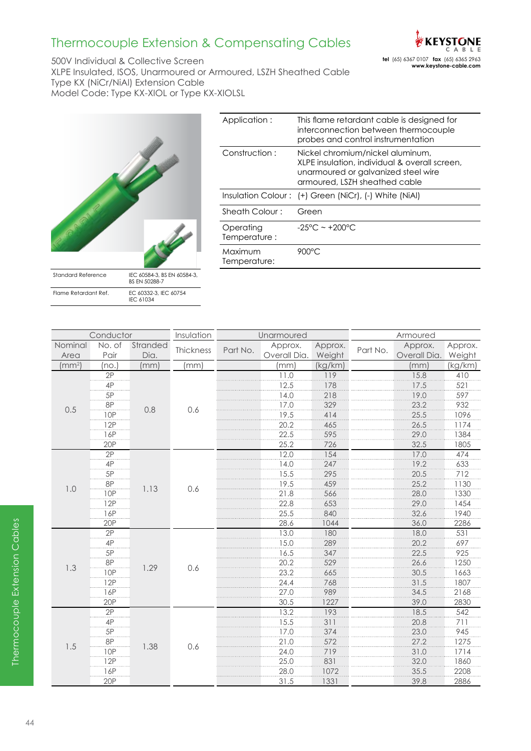# Thermocouple Extension & Compensating Cables

500V Individual & Collective Screen
XLPE Insulated, ISOS, Unarmoured or Armoured, LSZH Sheathed Cable
Type KX (NiCr/NiAl) Extension Cable
Model Code: Type KX-XIOL or Type KX-XIOLSL

**KEYSTONE CABLE**
**tel** (65) 6367 0107 **fax** (65) 6365 2963
**www.keystone-cable.com**

| | |
|---|---|
| Standard Reference | IEC 60584-3, BS EN 60584-3, BS EN 50288-7 |
| Flame Retardant Ref. | EC 60332-3, IEC 60754 IEC 61034 |

| | |
|---|---|
| Application : | This flame retardant cable is designed for interconnection between thermocouple probes and control instrumentation |
| Construction : | Nickel chromium/nickel aluminum, XLPE insulation, individual & overall screen, unarmoured or galvanized steel wire armoured, LSZH sheathed cable |
| Insulation Colour : | (+) Green (NiCr), (-) White (NiAl) |
| Sheath Colour : | Green |
| Operating Temperature : | -25°C ~ +200°C |
| Maximum Temperature: | 900°C |

| Conductor | | | Insulation | Unarmoured | | | Armoured | | |
|---|---|---|---|---|---|---|---|---|---|
| Nominal Area | No. of Pair | Stranded Dia. | Thickness | Part No. | Approx. Overall Dia. | Approx. Weight | Part No. | Approx. Overall Dia. | Approx. Weight |
| (mm²) | (no.) | (mm) | (mm) | | (mm) | (kg/km) | | (mm) | (kg/km) |
| 0.5 | 2P | 0.8 | 0.6 | | 11.0 | 119 | | 15.8 | 410 |
| | 4P | | | | 12.5 | 178 | | 17.5 | 521 |
| | 5P | | | | 14.0 | 218 | | 19.0 | 597 |
| | 8P | | | | 17.0 | 329 | | 23.2 | 932 |
| | 10P | | | | 19.5 | 414 | | 25.5 | 1096 |
| | 12P | | | | 20.2 | 465 | | 26.5 | 1174 |
| | 16P | | | | 22.5 | 595 | | 29.0 | 1384 |
| | 20P | | | | 25.2 | 726 | | 32.5 | 1805 |
| 1.0 | 2P | 1.13 | 0.6 | | 12.0 | 154 | | 17.0 | 474 |
| | 4P | | | | 14.0 | 247 | | 19.2 | 633 |
| | 5P | | | | 15.5 | 295 | | 20.5 | 712 |
| | 8P | | | | 19.5 | 459 | | 25.2 | 1130 |
| | 10P | | | | 21.8 | 566 | | 28.0 | 1330 |
| | 12P | | | | 22.8 | 653 | | 29.0 | 1454 |
| | 16P | | | | 25.5 | 840 | | 32.6 | 1940 |
| | 20P | | | | 28.6 | 1044 | | 36.0 | 2286 |
| 1.3 | 2P | 1.29 | 0.6 | | 13.0 | 180 | | 18.0 | 531 |
| | 4P | | | | 15.0 | 289 | | 20.2 | 697 |
| | 5P | | | | 16.5 | 347 | | 22.5 | 925 |
| | 8P | | | | 20.2 | 529 | | 26.6 | 1250 |
| | 10P | | | | 23.2 | 665 | | 30.5 | 1663 |
| | 12P | | | | 24.4 | 768 | | 31.5 | 1807 |
| | 16P | | | | 27.0 | 989 | | 34.5 | 2168 |
| | 20P | | | | 30.5 | 1227 | | 39.0 | 2830 |
| 1.5 | 2P | 1.38 | 0.6 | | 13.2 | 193 | | 18.5 | 542 |
| | 4P | | | | 15.5 | 311 | | 20.8 | 711 |
| | 5P | | | | 17.0 | 374 | | 23.0 | 945 |
| | 8P | | | | 21.0 | 572 | | 27.2 | 1275 |
| | 10P | | | | 24.0 | 719 | | 31.0 | 1714 |
| | 12P | | | | 25.0 | 831 | | 32.0 | 1860 |
| | 16P | | | | 28.0 | 1072 | | 35.5 | 2208 |
| | 20P | | | | 31.5 | 1331 | | 39.8 | 2886 |

Thermocouple Extension Cables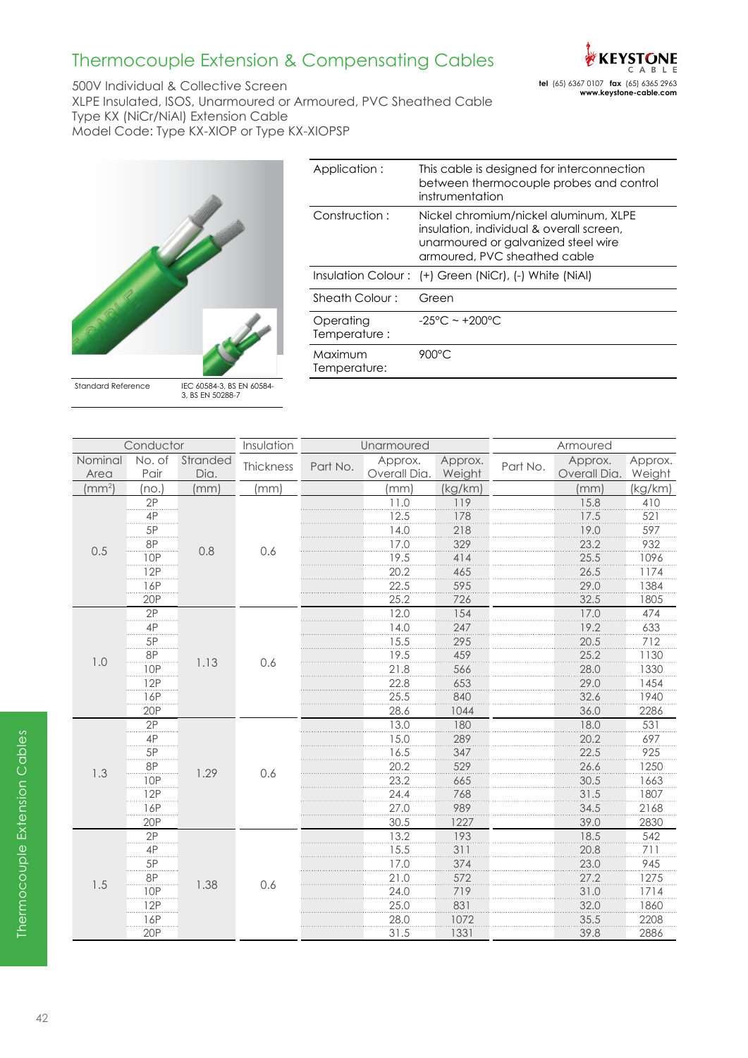# Thermocouple Extension & Compensating Cables

500V Individual & Collective Screen
XLPE Insulated, ISOS, Unarmoured or Armoured, PVC Sheathed Cable
Type KX (NiCr/NiAl) Extension Cable
Model Code: Type KX-XIOP or Type KX-XIOPSP

| Standard Reference | IEC 60584-3, BS EN 60584-3, BS EN 50288-7 |
|---|---|

| | |
|---|---|
| Application : | This cable is designed for interconnection between thermocouple probes and control instrumentation |
| Construction : | Nickel chromium/nickel aluminum, XLPE insulation, individual & overall screen, unarmoured or galvanized steel wire armoured, PVC sheathed cable |
| Insulation Colour : | (+) Green (NiCr), (-) White (NiAl) |
| Sheath Colour : | Green |
| Operating Temperature : | -25°C ~ +200°C |
| Maximum Temperature: | 900°C |

| Conductor | | | Insulation | Unarmoured | | | Armoured | | |
|---|---|---|---|---|---|---|---|---|---|
| Nominal Area | No. of Pair | Stranded Dia. | Thickness | Part No. | Approx. Overall Dia. | Approx. Weight | Part No. | Approx. Overall Dia. | Approx. Weight |
| (mm²) | (no.) | (mm) | (mm) | | (mm) | (kg/km) | | (mm) | (kg/km) |
| 0.5 | 2P | 0.8 | 0.6 | | 11.0 | 119 | | 15.8 | 410 |
| | 4P | | | | 12.5 | 178 | | 17.5 | 521 |
| | 5P | | | | 14.0 | 218 | | 19.0 | 597 |
| | 8P | | | | 17.0 | 329 | | 23.2 | 932 |
| | 10P | | | | 19.5 | 414 | | 25.5 | 1096 |
| | 12P | | | | 20.2 | 465 | | 26.5 | 1174 |
| | 16P | | | | 22.5 | 595 | | 29.0 | 1384 |
| | 20P | | | | 25.2 | 726 | | 32.5 | 1805 |
| 1.0 | 2P | 1.13 | 0.6 | | 12.0 | 154 | | 17.0 | 474 |
| | 4P | | | | 14.0 | 247 | | 19.2 | 633 |
| | 5P | | | | 15.5 | 295 | | 20.5 | 712 |
| | 8P | | | | 19.5 | 459 | | 25.2 | 1130 |
| | 10P | | | | 21.8 | 566 | | 28.0 | 1330 |
| | 12P | | | | 22.8 | 653 | | 29.0 | 1454 |
| | 16P | | | | 25.5 | 840 | | 32.6 | 1940 |
| | 20P | | | | 28.6 | 1044 | | 36.0 | 2286 |
| 1.3 | 2P | 1.29 | 0.6 | | 13.0 | 180 | | 18.0 | 531 |
| | 4P | | | | 15.0 | 289 | | 20.2 | 697 |
| | 5P | | | | 16.5 | 347 | | 22.5 | 925 |
| | 8P | | | | 20.2 | 529 | | 26.6 | 1250 |
| | 10P | | | | 23.2 | 665 | | 30.5 | 1663 |
| | 12P | | | | 24.4 | 768 | | 31.5 | 1807 |
| | 16P | | | | 27.0 | 989 | | 34.5 | 2168 |
| | 20P | | | | 30.5 | 1227 | | 39.0 | 2830 |
| 1.5 | 2P | 1.38 | 0.6 | | 13.2 | 193 | | 18.5 | 542 |
| | 4P | | | | 15.5 | 311 | | 20.8 | 711 |
| | 5P | | | | 17.0 | 374 | | 23.0 | 945 |
| | 8P | | | | 21.0 | 572 | | 27.2 | 1275 |
| | 10P | | | | 24.0 | 719 | | 31.0 | 1714 |
| | 12P | | | | 25.0 | 831 | | 32.0 | 1860 |
| | 16P | | | | 28.0 | 1072 | | 35.5 | 2208 |
| | 20P | | | | 31.5 | 1331 | | 39.8 | 2886 |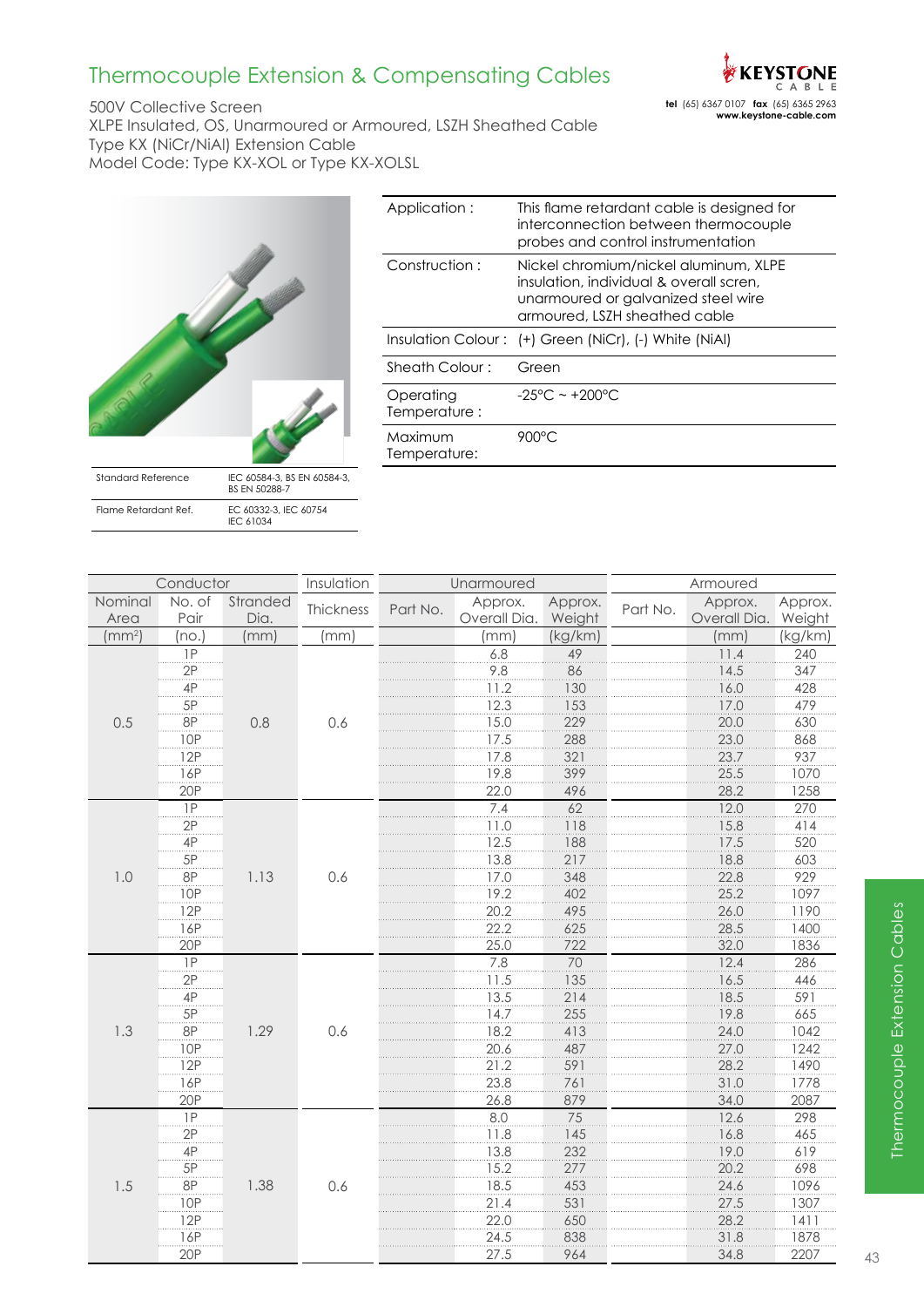# Thermocouple Extension & Compensating Cables

500V Collective Screen
XLPE Insulated, OS, Unarmoured or Armoured, LSZH Sheathed Cable
Type KX (NiCr/NiAl) Extension Cable
Model Code: Type KX-XOL or Type KX-XOLSL

KEYSTONE CABLE
**tel** (65) 6367 0107 **fax** (65) 6365 2963
**www.keystone-cable.com**

| Standard Reference | IEC 60584-3, BS EN 60584-3, BS EN 50288-7 |
|---|---|
| Flame Retardant Ref. | EC 60332-3, IEC 60754 IEC 61034 |

| | |
|---|---|
| Application : | This flame retardant cable is designed for interconnection between thermocouple probes and control instrumentation |
| Construction : | Nickel chromium/nickel aluminum, XLPE insulation, individual & overall scren, unarmoured or galvanized steel wire armoured, LSZH sheathed cable |
| Insulation Colour : | (+) Green (NiCr), (-) White (NiAl) |
| Sheath Colour : | Green |
| Operating Temperature : | -25°C ~ +200°C |
| Maximum Temperature: | 900°C |

| Conductor | | | Insulation | Unarmoured | | | Armoured | | |
|---|---|---|---|---|---|---|---|---|---|
| Nominal Area | No. of Pair | Stranded Dia. | Thickness | Part No. | Approx. Overall Dia. | Approx. Weight | Part No. | Approx. Overall Dia. | Approx. Weight |
| (mm²) | (no.) | (mm) | (mm) | | (mm) | (kg/km) | | (mm) | (kg/km) |
| 0.5 | 1P | 0.8 | 0.6 | | 6.8 | 49 | | 11.4 | 240 |
| | 2P | | | | 9.8 | 86 | | 14.5 | 347 |
| | 4P | | | | 11.2 | 130 | | 16.0 | 428 |
| | 5P | | | | 12.3 | 153 | | 17.0 | 479 |
| | 8P | | | | 15.0 | 229 | | 20.0 | 630 |
| | 10P | | | | 17.5 | 288 | | 23.0 | 868 |
| | 12P | | | | 17.8 | 321 | | 23.7 | 937 |
| | 16P | | | | 19.8 | 399 | | 25.5 | 1070 |
| | 20P | | | | 22.0 | 496 | | 28.2 | 1258 |
| 1.0 | 1P | 1.13 | 0.6 | | 7.4 | 62 | | 12.0 | 270 |
| | 2P | | | | 11.0 | 118 | | 15.8 | 414 |
| | 4P | | | | 12.5 | 188 | | 17.5 | 520 |
| | 5P | | | | 13.8 | 217 | | 18.8 | 603 |
| | 8P | | | | 17.0 | 348 | | 22.8 | 929 |
| | 10P | | | | 19.2 | 402 | | 25.2 | 1097 |
| | 12P | | | | 20.2 | 495 | | 26.0 | 1190 |
| | 16P | | | | 22.2 | 625 | | 28.5 | 1400 |
| | 20P | | | | 25.0 | 722 | | 32.0 | 1836 |
| 1.3 | 1P | 1.29 | 0.6 | | 7.8 | 70 | | 12.4 | 286 |
| | 2P | | | | 11.5 | 135 | | 16.5 | 446 |
| | 4P | | | | 13.5 | 214 | | 18.5 | 591 |
| | 5P | | | | 14.7 | 255 | | 19.8 | 665 |
| | 8P | | | | 18.2 | 413 | | 24.0 | 1042 |
| | 10P | | | | 20.6 | 487 | | 27.0 | 1242 |
| | 12P | | | | 21.2 | 591 | | 28.2 | 1490 |
| | 16P | | | | 23.8 | 761 | | 31.0 | 1778 |
| | 20P | | | | 26.8 | 879 | | 34.0 | 2087 |
| 1.5 | 1P | 1.38 | 0.6 | | 8.0 | 75 | | 12.6 | 298 |
| | 2P | | | | 11.8 | 145 | | 16.8 | 465 |
| | 4P | | | | 13.8 | 232 | | 19.0 | 619 |
| | 5P | | | | 15.2 | 277 | | 20.2 | 698 |
| | 8P | | | | 18.5 | 453 | | 24.6 | 1096 |
| | 10P | | | | 21.4 | 531 | | 27.5 | 1307 |
| | 12P | | | | 22.0 | 650 | | 28.2 | 1411 |
| | 16P | | | | 24.5 | 838 | | 31.8 | 1878 |
| | 20P | | | | 27.5 | 964 | | 34.8 | 2207 |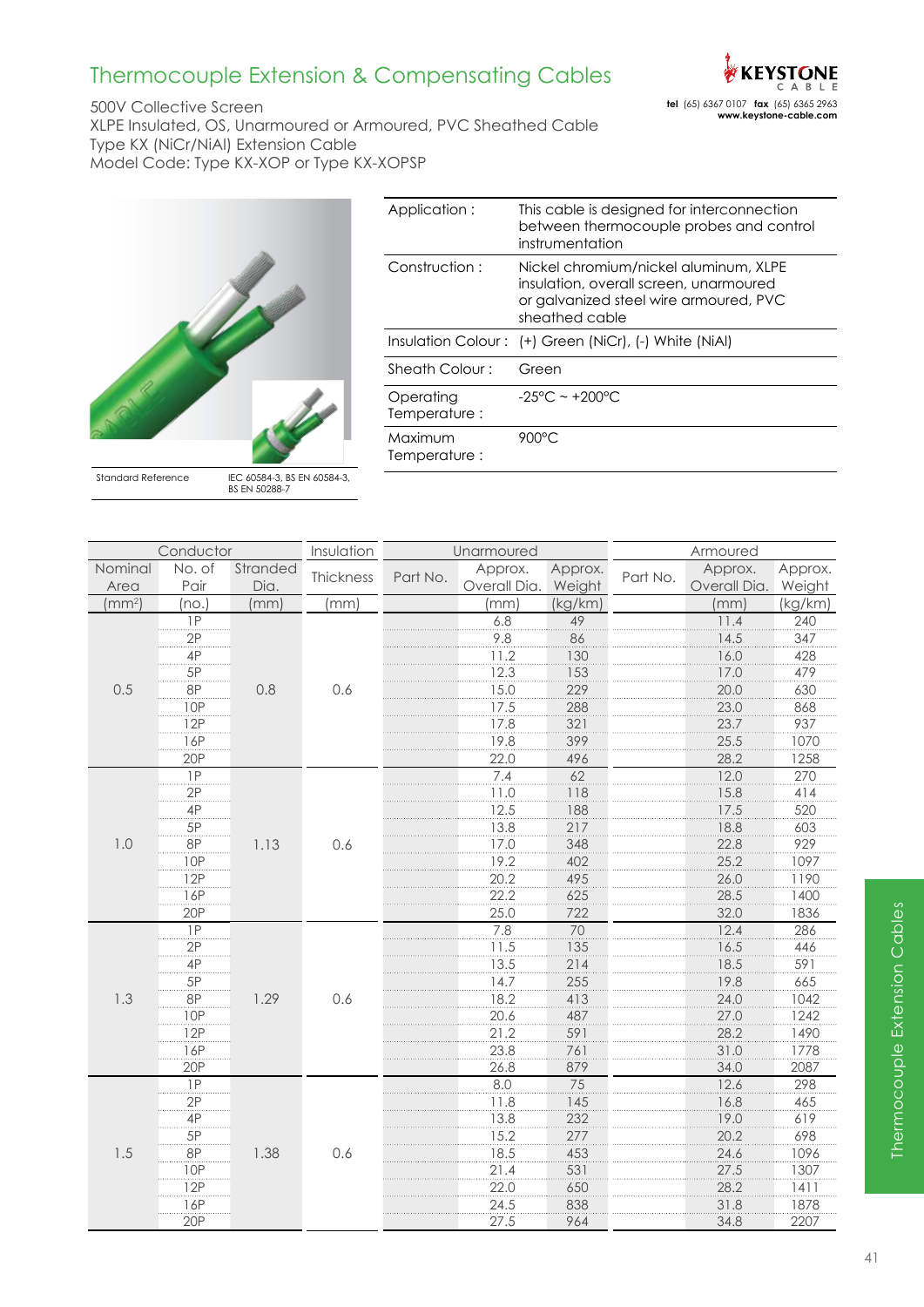# Thermocouple Extension & Compensating Cables

500V Collective Screen
XLPE Insulated, OS, Unarmoured or Armoured, PVC Sheathed Cable
Type KX (NiCr/NiAl) Extension Cable
Model Code: Type KX-XOP or Type KX-XOPSP

**KEYSTONE CABLE**
**tel** (65) 6367 0107 **fax** (65) 6365 2963
**www.keystone-cable.com**

| Standard Reference | IEC 60584-3, BS EN 60584-3, BS EN 50288-7 |
|---|---|

| | |
|---|---|
| Application : | This cable is designed for interconnection between thermocouple probes and control instrumentation |
| Construction : | Nickel chromium/nickel aluminum, XLPE insulation, overall screen, unarmoured or galvanized steel wire armoured, PVC sheathed cable |
| Insulation Colour : | (+) Green (NiCr), (-) White (NiAl) |
| Sheath Colour : | Green |
| Operating Temperature : | -25°C ~ +200°C |
| Maximum Temperature : | 900°C |

| Conductor | | | Insulation | Unarmoured | | | Armoured | | |
|---|---|---|---|---|---|---|---|---|---|
| Nominal Area | No. of Pair | Stranded Dia. | Thickness | Part No. | Approx. Overall Dia. | Approx. Weight | Part No. | Approx. Overall Dia. | Approx. Weight |
| (mm²) | (no.) | (mm) | (mm) | | (mm) | (kg/km) | | (mm) | (kg/km) |
| 0.5 | 1P | 0.8 | 0.6 | | 6.8 | 49 | | 11.4 | 240 |
| | 2P | | | | 9.8 | 86 | | 14.5 | 347 |
| | 4P | | | | 11.2 | 130 | | 16.0 | 428 |
| | 5P | | | | 12.3 | 153 | | 17.0 | 479 |
| | 8P | | | | 15.0 | 229 | | 20.0 | 630 |
| | 10P | | | | 17.5 | 288 | | 23.0 | 868 |
| | 12P | | | | 17.8 | 321 | | 23.7 | 937 |
| | 16P | | | | 19.8 | 399 | | 25.5 | 1070 |
| | 20P | | | | 22.0 | 496 | | 28.2 | 1258 |
| 1.0 | 1P | 1.13 | 0.6 | | 7.4 | 62 | | 12.0 | 270 |
| | 2P | | | | 11.0 | 118 | | 15.8 | 414 |
| | 4P | | | | 12.5 | 188 | | 17.5 | 520 |
| | 5P | | | | 13.8 | 217 | | 18.8 | 603 |
| | 8P | | | | 17.0 | 348 | | 22.8 | 929 |
| | 10P | | | | 19.2 | 402 | | 25.2 | 1097 |
| | 12P | | | | 20.2 | 495 | | 26.0 | 1190 |
| | 16P | | | | 22.2 | 625 | | 28.5 | 1400 |
| | 20P | | | | 25.0 | 722 | | 32.0 | 1836 |
| 1.3 | 1P | 1.29 | 0.6 | | 7.8 | 70 | | 12.4 | 286 |
| | 2P | | | | 11.5 | 135 | | 16.5 | 446 |
| | 4P | | | | 13.5 | 214 | | 18.5 | 591 |
| | 5P | | | | 14.7 | 255 | | 19.8 | 665 |
| | 8P | | | | 18.2 | 413 | | 24.0 | 1042 |
| | 10P | | | | 20.6 | 487 | | 27.0 | 1242 |
| | 12P | | | | 21.2 | 591 | | 28.2 | 1490 |
| | 16P | | | | 23.8 | 761 | | 31.0 | 1778 |
| | 20P | | | | 26.8 | 879 | | 34.0 | 2087 |
| 1.5 | 1P | 1.38 | 0.6 | | 8.0 | 75 | | 12.6 | 298 |
| | 2P | | | | 11.8 | 145 | | 16.8 | 465 |
| | 4P | | | | 13.8 | 232 | | 19.0 | 619 |
| | 5P | | | | 15.2 | 277 | | 20.2 | 698 |
| | 8P | | | | 18.5 | 453 | | 24.6 | 1096 |
| | 10P | | | | 21.4 | 531 | | 27.5 | 1307 |
| | 12P | | | | 22.0 | 650 | | 28.2 | 1411 |
| | 16P | | | | 24.5 | 838 | | 31.8 | 1878 |
| | 20P | | | | 27.5 | 964 | | 34.8 | 2207 |

Thermocouple Extension Cables